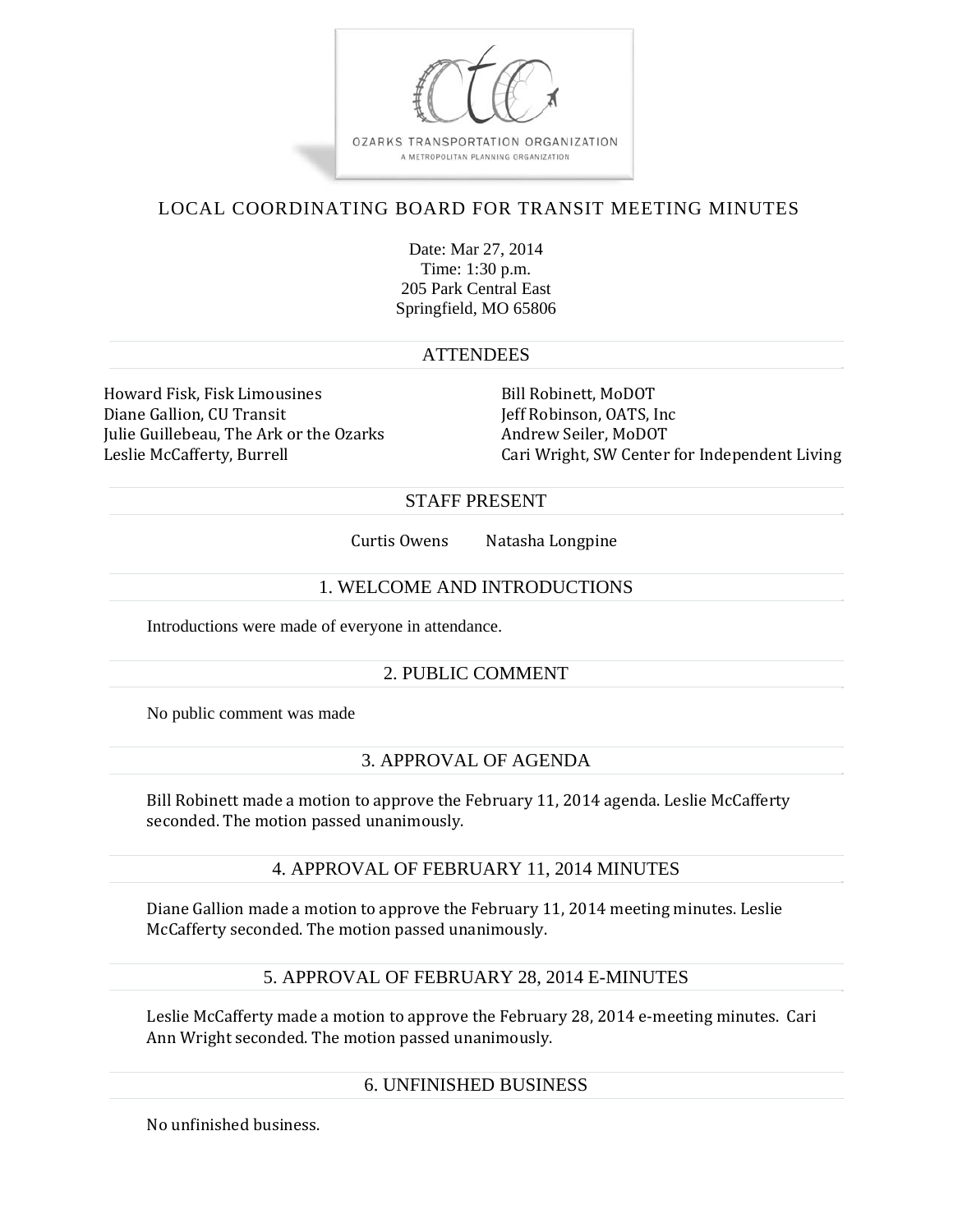OZARKS TRANSPORTATION ORGANIZATION
A METROPOLITAN PLANNING ORGANIZATION

# LOCAL COORDINATING BOARD FOR TRANSIT MEETING MINUTES

Date: Mar 27, 2014
Time: 1:30 p.m.
205 Park Central East
Springfield, MO 65806

## ATTENDEES

Howard Fisk, Fisk Limousines
Diane Gallion, CU Transit
Julie Guillebeau, The Ark or the Ozarks
Leslie McCafferty, Burrell
Bill Robinett, MoDOT
Jeff Robinson, OATS, Inc
Andrew Seiler, MoDOT
Cari Wright, SW Center for Independent Living

## STAFF PRESENT

Curtis Owens     Natasha Longpine

## 1. WELCOME AND INTRODUCTIONS

Introductions were made of everyone in attendance.

## 2. PUBLIC COMMENT

No public comment was made

## 3. APPROVAL OF AGENDA

Bill Robinett made a motion to approve the February 11, 2014 agenda. Leslie McCafferty seconded. The motion passed unanimously.

## 4. APPROVAL OF FEBRUARY 11, 2014 MINUTES

Diane Gallion made a motion to approve the February 11, 2014 meeting minutes. Leslie McCafferty seconded. The motion passed unanimously.

## 5. APPROVAL OF FEBRUARY 28, 2014 E-MINUTES

Leslie McCafferty made a motion to approve the February 28, 2014 e-meeting minutes. Cari Ann Wright seconded. The motion passed unanimously.

## 6. UNFINISHED BUSINESS

No unfinished business.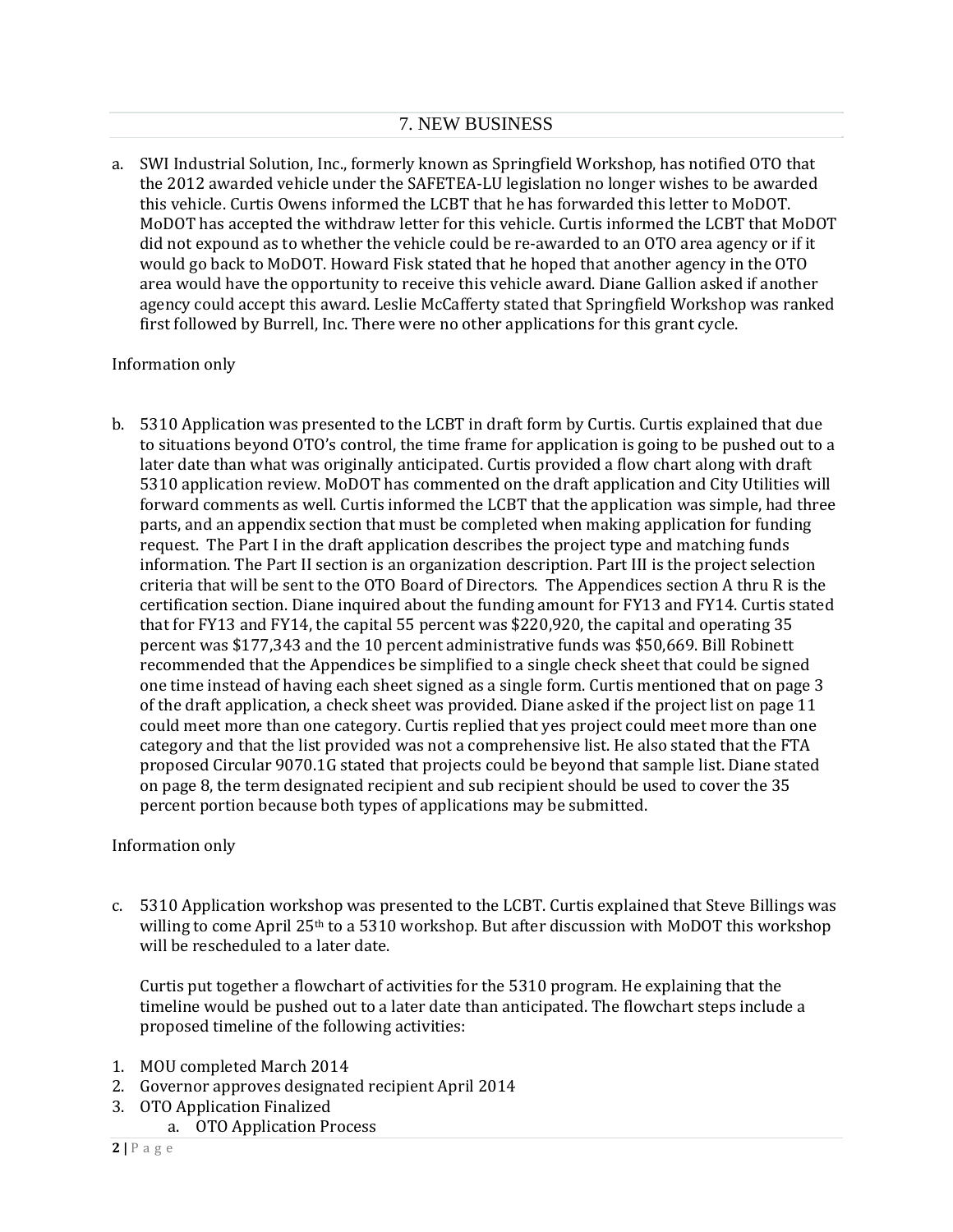## 7. NEW BUSINESS

a. SWI Industrial Solution, Inc., formerly known as Springfield Workshop, has notified OTO that the 2012 awarded vehicle under the SAFETEA-LU legislation no longer wishes to be awarded this vehicle. Curtis Owens informed the LCBT that he has forwarded this letter to MoDOT. MoDOT has accepted the withdraw letter for this vehicle. Curtis informed the LCBT that MoDOT did not expound as to whether the vehicle could be re-awarded to an OTO area agency or if it would go back to MoDOT. Howard Fisk stated that he hoped that another agency in the OTO area would have the opportunity to receive this vehicle award. Diane Gallion asked if another agency could accept this award. Leslie McCafferty stated that Springfield Workshop was ranked first followed by Burrell, Inc. There were no other applications for this grant cycle.

Information only

b. 5310 Application was presented to the LCBT in draft form by Curtis. Curtis explained that due to situations beyond OTO's control, the time frame for application is going to be pushed out to a later date than what was originally anticipated. Curtis provided a flow chart along with draft 5310 application review. MoDOT has commented on the draft application and City Utilities will forward comments as well. Curtis informed the LCBT that the application was simple, had three parts, and an appendix section that must be completed when making application for funding request. The Part I in the draft application describes the project type and matching funds information. The Part II section is an organization description. Part III is the project selection criteria that will be sent to the OTO Board of Directors. The Appendices section A thru R is the certification section. Diane inquired about the funding amount for FY13 and FY14. Curtis stated that for FY13 and FY14, the capital 55 percent was $220,920, the capital and operating 35 percent was $177,343 and the 10 percent administrative funds was $50,669. Bill Robinett recommended that the Appendices be simplified to a single check sheet that could be signed one time instead of having each sheet signed as a single form. Curtis mentioned that on page 3 of the draft application, a check sheet was provided. Diane asked if the project list on page 11 could meet more than one category. Curtis replied that yes project could meet more than one category and that the list provided was not a comprehensive list. He also stated that the FTA proposed Circular 9070.1G stated that projects could be beyond that sample list. Diane stated on page 8, the term designated recipient and sub recipient should be used to cover the 35 percent portion because both types of applications may be submitted.

Information only

c. 5310 Application workshop was presented to the LCBT. Curtis explained that Steve Billings was willing to come April 25th to a 5310 workshop. But after discussion with MoDOT this workshop will be rescheduled to a later date.

   Curtis put together a flowchart of activities for the 5310 program. He explaining that the timeline would be pushed out to a later date than anticipated. The flowchart steps include a proposed timeline of the following activities:

1. MOU completed March 2014
2. Governor approves designated recipient April 2014
3. OTO Application Finalized
   a. OTO Application Process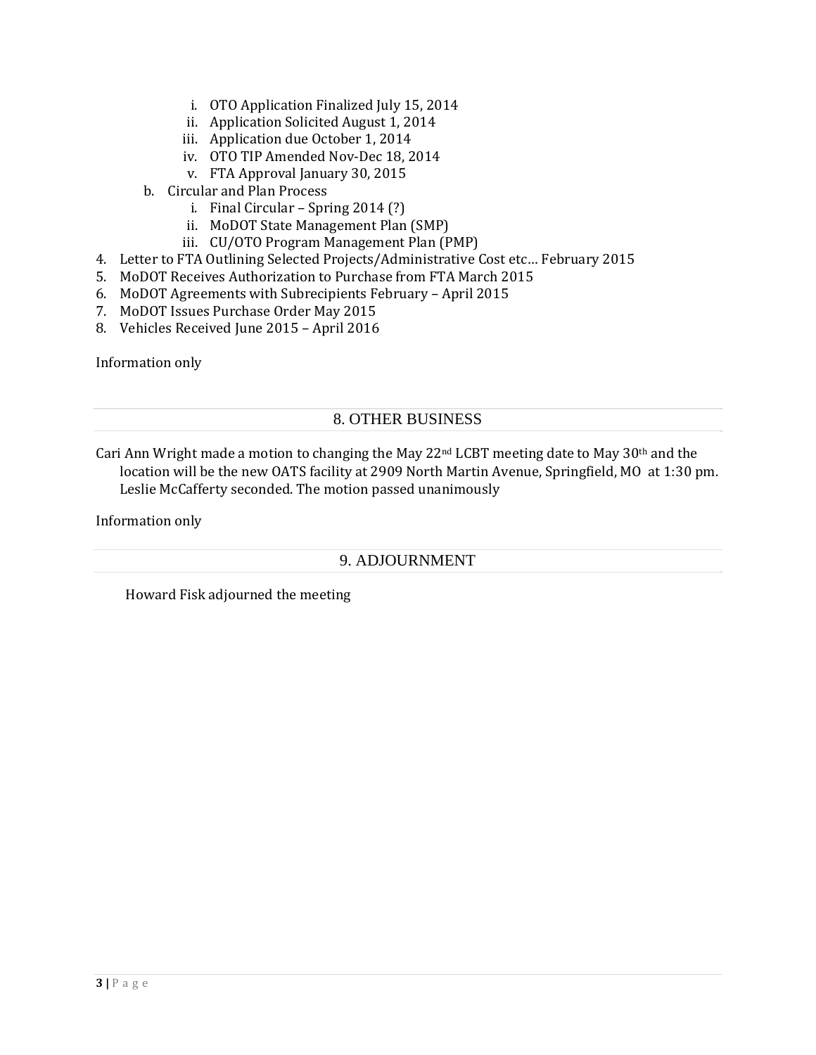i. OTO Application Finalized July 15, 2014
      ii. Application Solicited August 1, 2014
      iii. Application due October 1, 2014
      iv. OTO TIP Amended Nov-Dec 18, 2014
      v. FTA Approval January 30, 2015
   b. Circular and Plan Process
      i. Final Circular – Spring 2014 (?)
      ii. MoDOT State Management Plan (SMP)
      iii. CU/OTO Program Management Plan (PMP)

4. Letter to FTA Outlining Selected Projects/Administrative Cost etc… February 2015
5. MoDOT Receives Authorization to Purchase from FTA March 2015
6. MoDOT Agreements with Subrecipients February – April 2015
7. MoDOT Issues Purchase Order May 2015
8. Vehicles Received June 2015 – April 2016

Information only

## 8. OTHER BUSINESS

Cari Ann Wright made a motion to changing the May 22nd LCBT meeting date to May 30th and the location will be the new OATS facility at 2909 North Martin Avenue, Springfield, MO at 1:30 pm. Leslie McCafferty seconded. The motion passed unanimously

Information only

## 9. ADJOURNMENT

Howard Fisk adjourned the meeting